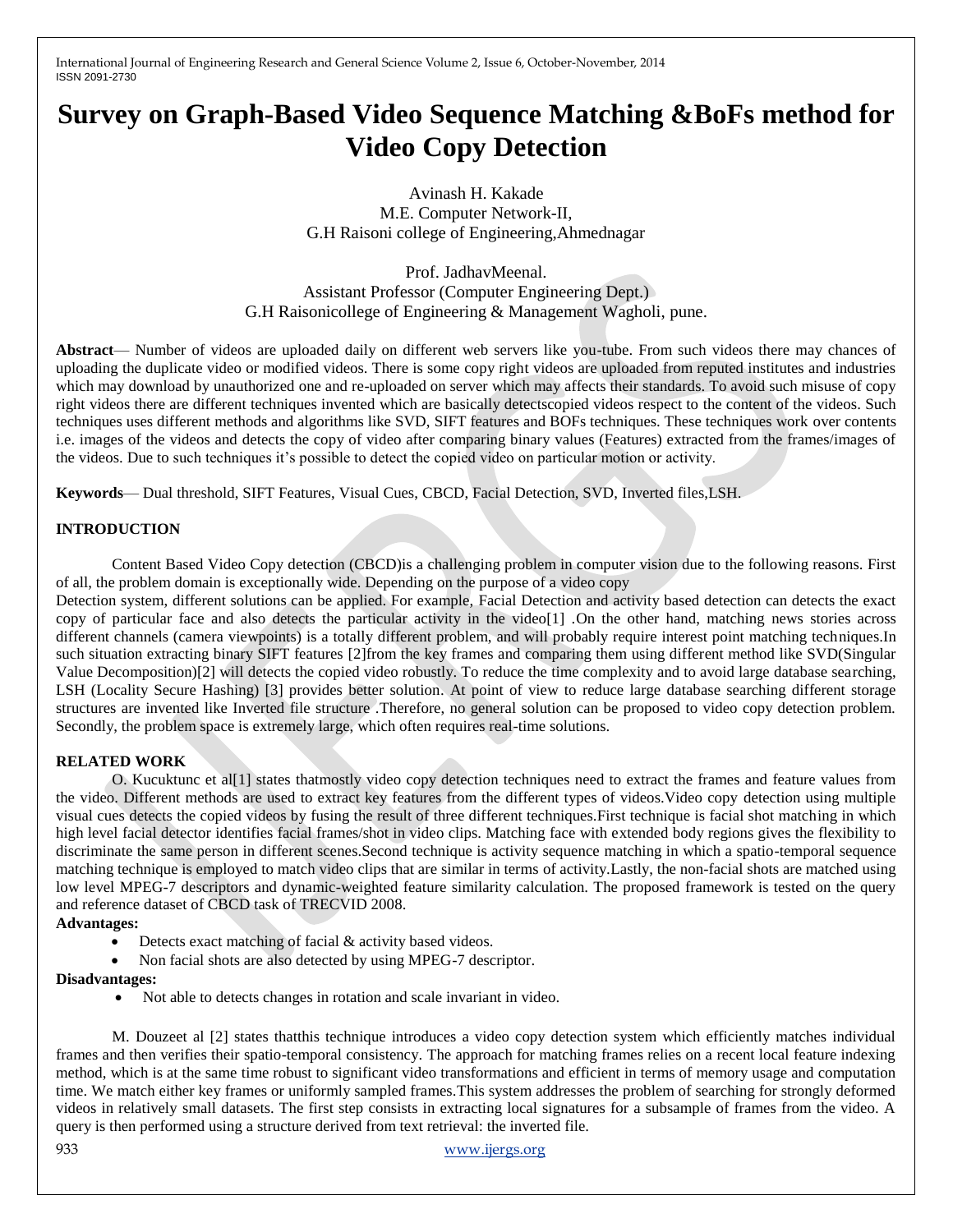# Survey on Graph-Based Video Sequence Matching &BoFs method for Video Copy Detection

Avinash H. Kakade
M.E. Computer Network-II,
G.H Raisoni college of Engineering,Ahmednagar

Prof. JadhavMeenal.
Assistant Professor (Computer Engineering Dept.)
G.H Raisonicollege of Engineering & Management Wagholi, pune.

**Abstract**— Number of videos are uploaded daily on different web servers like you-tube. From such videos there may chances of uploading the duplicate video or modified videos. There is some copy right videos are uploaded from reputed institutes and industries which may download by unauthorized one and re-uploaded on server which may affects their standards. To avoid such misuse of copy right videos there are different techniques invented which are basically detectscopied videos respect to the content of the videos. Such techniques uses different methods and algorithms like SVD, SIFT features and BOFs techniques. These techniques work over contents i.e. images of the videos and detects the copy of video after comparing binary values (Features) extracted from the frames/images of the videos. Due to such techniques it's possible to detect the copied video on particular motion or activity.

**Keywords**— Dual threshold, SIFT Features, Visual Cues, CBCD, Facial Detection, SVD, Inverted files,LSH.

## INTRODUCTION

Content Based Video Copy detection (CBCD)is a challenging problem in computer vision due to the following reasons. First of all, the problem domain is exceptionally wide. Depending on the purpose of a video copy
Detection system, different solutions can be applied. For example, Facial Detection and activity based detection can detects the exact copy of particular face and also detects the particular activity in the video[1] .On the other hand, matching news stories across different channels (camera viewpoints) is a totally different problem, and will probably require interest point matching techniques.In such situation extracting binary SIFT features [2]from the key frames and comparing them using different method like SVD(Singular Value Decomposition)[2] will detects the copied video robustly. To reduce the time complexity and to avoid large database searching, LSH (Locality Secure Hashing) [3] provides better solution. At point of view to reduce large database searching different storage structures are invented like Inverted file structure .Therefore, no general solution can be proposed to video copy detection problem. Secondly, the problem space is extremely large, which often requires real-time solutions.

## RELATED WORK

O. Kucuktunc et al[1] states thatmostly video copy detection techniques need to extract the frames and feature values from the video. Different methods are used to extract key features from the different types of videos.Video copy detection using multiple visual cues detects the copied videos by fusing the result of three different techniques.First technique is facial shot matching in which high level facial detector identifies facial frames/shot in video clips. Matching face with extended body regions gives the flexibility to discriminate the same person in different scenes.Second technique is activity sequence matching in which a spatio-temporal sequence matching technique is employed to match video clips that are similar in terms of activity.Lastly, the non-facial shots are matched using low level MPEG-7 descriptors and dynamic-weighted feature similarity calculation. The proposed framework is tested on the query and reference dataset of CBCD task of TRECVID 2008.

**Advantages:**

- Detects exact matching of facial & activity based videos.
- Non facial shots are also detected by using MPEG-7 descriptor.

**Disadvantages:**

- Not able to detects changes in rotation and scale invariant in video.

M. Douzeet al [2] states thatthis technique introduces a video copy detection system which efficiently matches individual frames and then verifies their spatio-temporal consistency. The approach for matching frames relies on a recent local feature indexing method, which is at the same time robust to significant video transformations and efficient in terms of memory usage and computation time. We match either key frames or uniformly sampled frames.This system addresses the problem of searching for strongly deformed videos in relatively small datasets. The first step consists in extracting local signatures for a subsample of frames from the video. A query is then performed using a structure derived from text retrieval: the inverted file.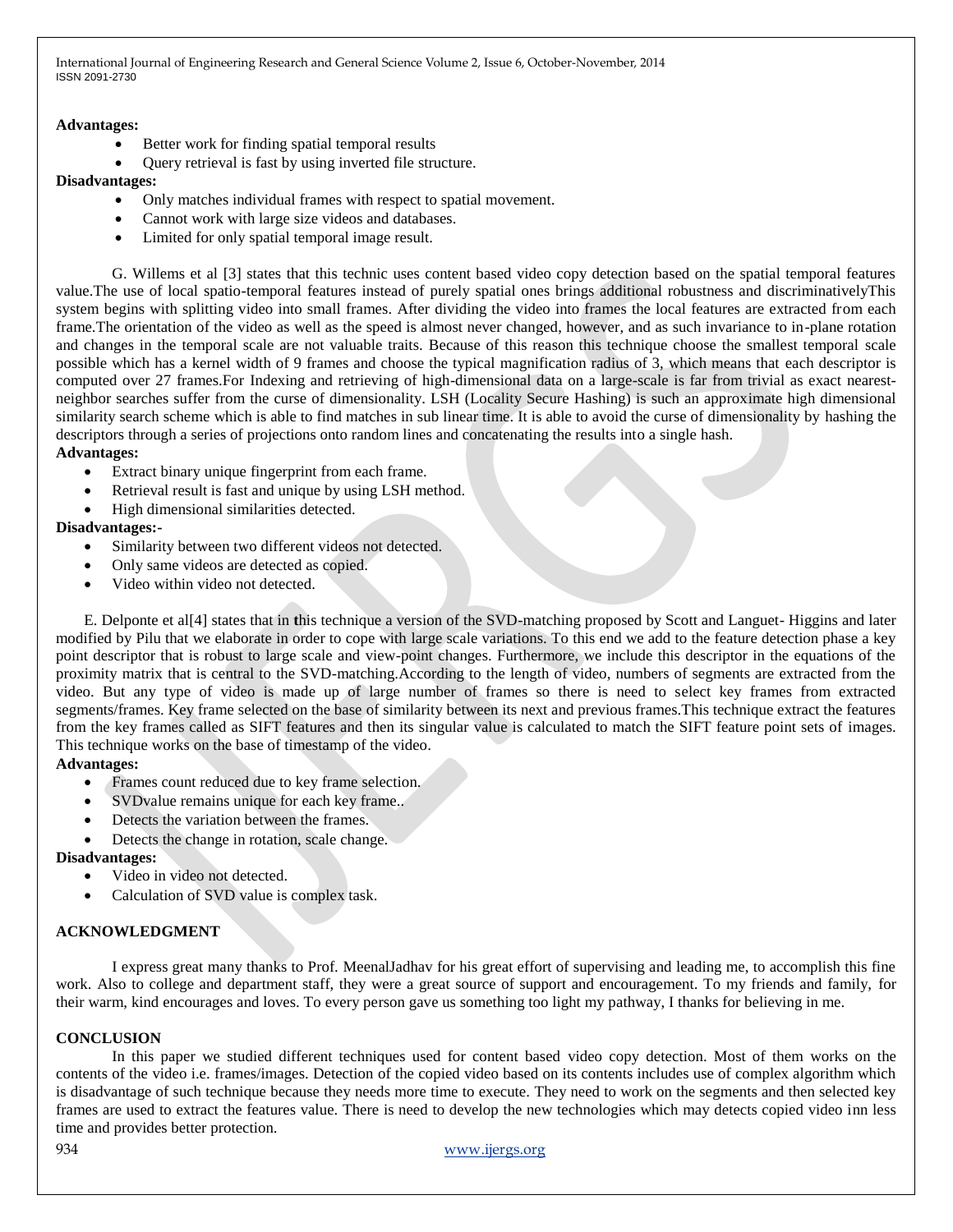**Advantages:**

- Better work for finding spatial temporal results
- Query retrieval is fast by using inverted file structure.

**Disadvantages:**

- Only matches individual frames with respect to spatial movement.
- Cannot work with large size videos and databases.
- Limited for only spatial temporal image result.

G. Willems et al [3] states that this technic uses content based video copy detection based on the spatial temporal features value.The use of local spatio-temporal features instead of purely spatial ones brings additional robustness and discriminativelyThis system begins with splitting video into small frames. After dividing the video into frames the local features are extracted from each frame.The orientation of the video as well as the speed is almost never changed, however, and as such invariance to in-plane rotation and changes in the temporal scale are not valuable traits. Because of this reason this technique choose the smallest temporal scale possible which has a kernel width of 9 frames and choose the typical magnification radius of 3, which means that each descriptor is computed over 27 frames.For Indexing and retrieving of high-dimensional data on a large-scale is far from trivial as exact nearest-neighbor searches suffer from the curse of dimensionality. LSH (Locality Secure Hashing) is such an approximate high dimensional similarity search scheme which is able to find matches in sub linear time. It is able to avoid the curse of dimensionality by hashing the descriptors through a series of projections onto random lines and concatenating the results into a single hash.

**Advantages:**

- Extract binary unique fingerprint from each frame.
- Retrieval result is fast and unique by using LSH method.
- High dimensional similarities detected.

**Disadvantages:-**

- Similarity between two different videos not detected.
- Only same videos are detected as copied.
- Video within video not detected.

E. Delponte et al[4] states that in this technique a version of the SVD-matching proposed by Scott and Languet- Higgins and later modified by Pilu that we elaborate in order to cope with large scale variations. To this end we add to the feature detection phase a key point descriptor that is robust to large scale and view-point changes. Furthermore, we include this descriptor in the equations of the proximity matrix that is central to the SVD-matching.According to the length of video, numbers of segments are extracted from the video. But any type of video is made up of large number of frames so there is need to select key frames from extracted segments/frames. Key frame selected on the base of similarity between its next and previous frames.This technique extract the features from the key frames called as SIFT features and then its singular value is calculated to match the SIFT feature point sets of images. This technique works on the base of timestamp of the video.

**Advantages:**

- Frames count reduced due to key frame selection.
- SVDvalue remains unique for each key frame..
- Detects the variation between the frames.
- Detects the change in rotation, scale change.

**Disadvantages:**

- Video in video not detected.
- Calculation of SVD value is complex task.

## ACKNOWLEDGMENT

I express great many thanks to Prof. MeenalJadhav for his great effort of supervising and leading me, to accomplish this fine work. Also to college and department staff, they were a great source of support and encouragement. To my friends and family, for their warm, kind encourages and loves. To every person gave us something too light my pathway, I thanks for believing in me.

## CONCLUSION

In this paper we studied different techniques used for content based video copy detection. Most of them works on the contents of the video i.e. frames/images. Detection of the copied video based on its contents includes use of complex algorithm which is disadvantage of such technique because they needs more time to execute. They need to work on the segments and then selected key frames are used to extract the features value. There is need to develop the new technologies which may detects copied video inn less time and provides better protection.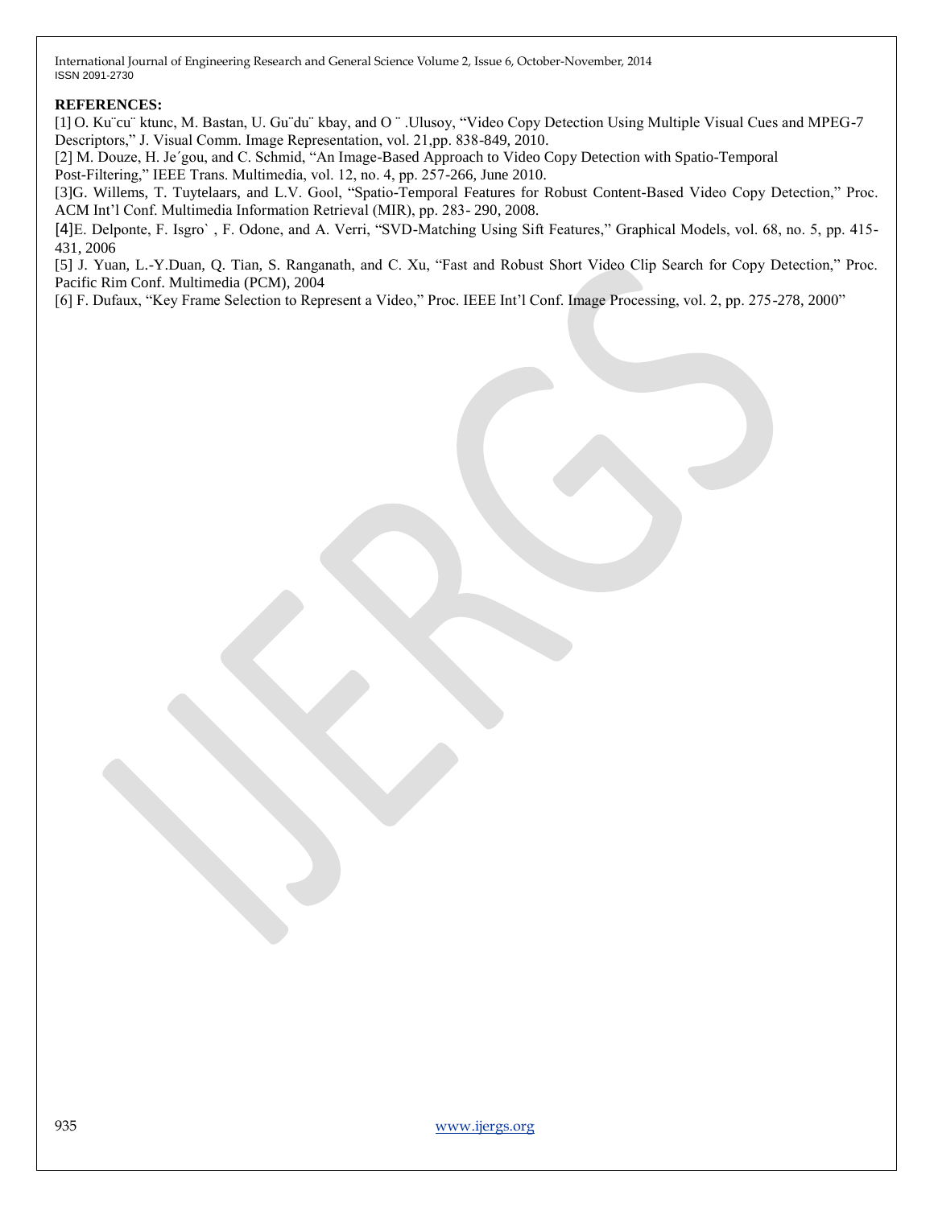**REFERENCES:**

[1] O. Ku¨cu¨ ktunc, M. Bastan, U. Gu¨du¨ kbay, and O ¨ .Ulusoy, "Video Copy Detection Using Multiple Visual Cues and MPEG-7 Descriptors," J. Visual Comm. Image Representation, vol. 21,pp. 838-849, 2010.

[2] M. Douze, H. Je´gou, and C. Schmid, "An Image-Based Approach to Video Copy Detection with Spatio-Temporal Post-Filtering," IEEE Trans. Multimedia, vol. 12, no. 4, pp. 257-266, June 2010.

[3]G. Willems, T. Tuytelaars, and L.V. Gool, "Spatio-Temporal Features for Robust Content-Based Video Copy Detection," Proc. ACM Int'l Conf. Multimedia Information Retrieval (MIR), pp. 283- 290, 2008.

[4]E. Delponte, F. Isgro` , F. Odone, and A. Verri, "SVD-Matching Using Sift Features," Graphical Models, vol. 68, no. 5, pp. 415-431, 2006

[5] J. Yuan, L.-Y.Duan, Q. Tian, S. Ranganath, and C. Xu, "Fast and Robust Short Video Clip Search for Copy Detection," Proc. Pacific Rim Conf. Multimedia (PCM), 2004

[6] F. Dufaux, "Key Frame Selection to Represent a Video," Proc. IEEE Int'l Conf. Image Processing, vol. 2, pp. 275-278, 2000"